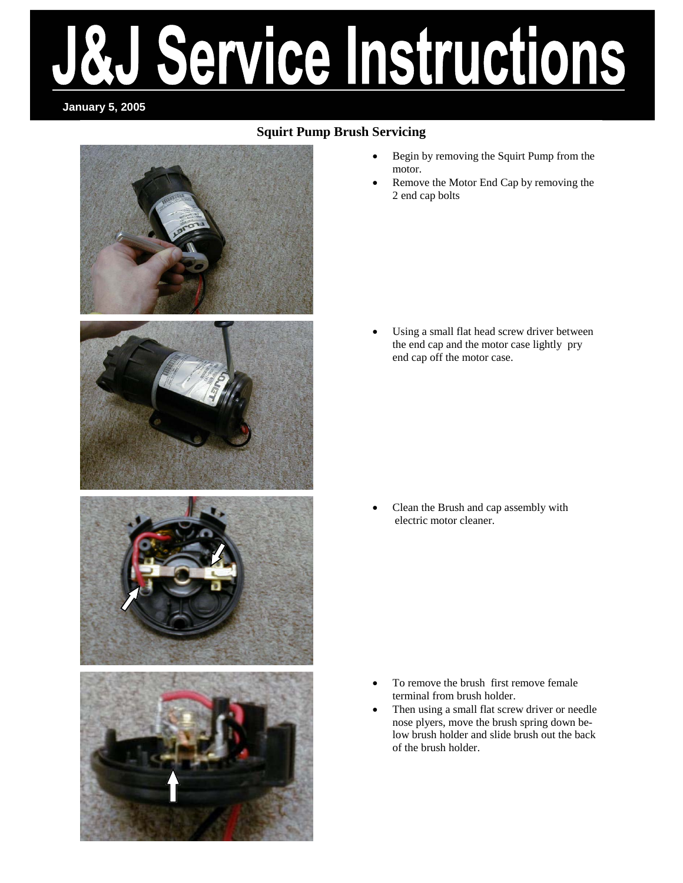# J&J Service Instructions

**January 5, 2005**

## Squirt Pump Brush Servicing

- Begin by removing the Squirt Pump from the motor.
- Remove the Motor End Cap by removing the 2 end cap bolts

- Using a small flat head screw driver between the end cap and the motor case lightly pry end cap off the motor case.

- Clean the Brush and cap assembly with electric motor cleaner.

- To remove the brush first remove female terminal from brush holder.
- Then using a small flat screw driver or needle nose plyers, move the brush spring down below brush holder and slide brush out the back of the brush holder.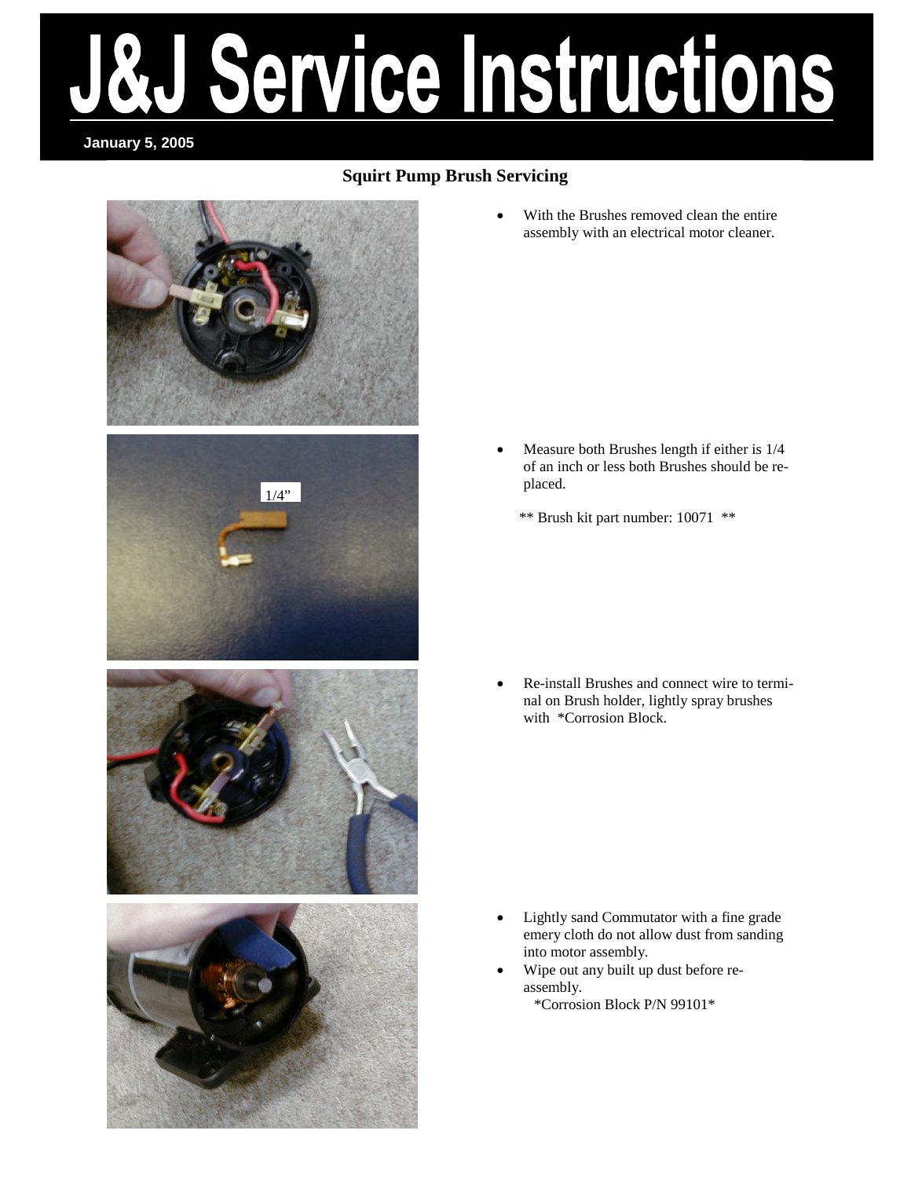# J&J Service Instructions

**January 5, 2005**

## Squirt Pump Brush Servicing

- With the Brushes removed clean the entire assembly with an electrical motor cleaner.

1/4"

- Measure both Brushes length if either is 1/4 of an inch or less both Brushes should be replaced.

  ** Brush kit part number: 10071 **

- Re-install Brushes and connect wire to terminal on Brush holder, lightly spray brushes with *Corrosion Block.

- Lightly sand Commutator with a fine grade emery cloth do not allow dust from sanding into motor assembly.
- Wipe out any built up dust before re-assembly.

  *Corrosion Block P/N 99101*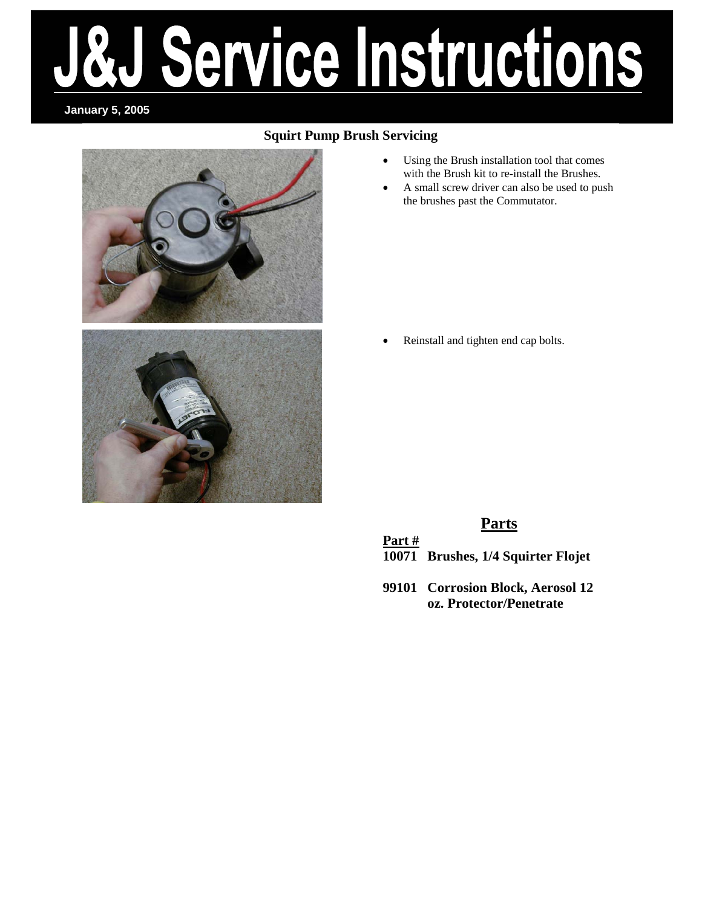# J&J Service Instructions

**January 5, 2005**

## Squirt Pump Brush Servicing

- Using the Brush installation tool that comes with the Brush kit to re-install the Brushes.
- A small screw driver can also be used to push the brushes past the Commutator.

- Reinstall and tighten end cap bolts.

## Parts

| Part # | |
|---|---|
| **10071** | **Brushes, 1/4 Squirter Flojet** |
| **99101** | **Corrosion Block, Aerosol 12 oz. Protector/Penetrate** |